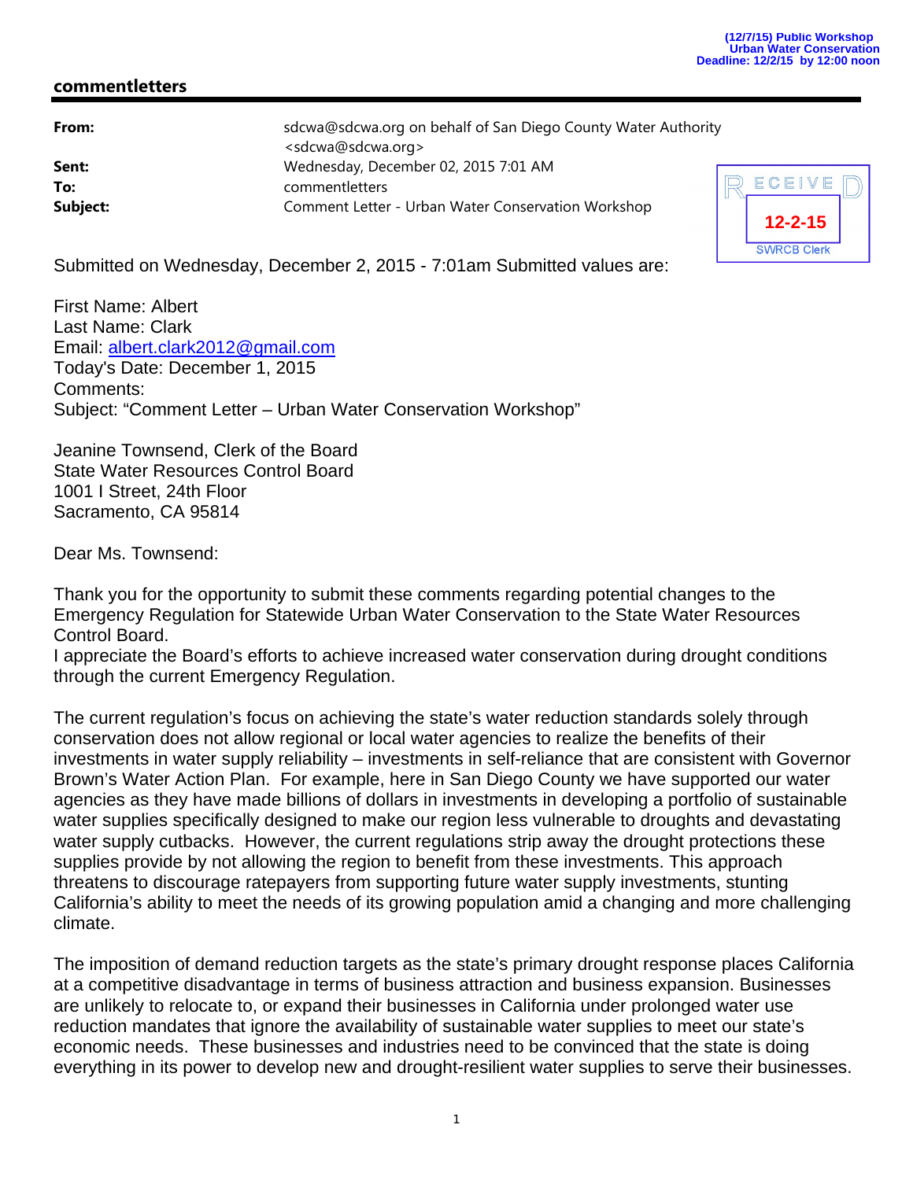(12/7/15) Public Workshop
Urban Water Conservation
Deadline: 12/2/15 by 12:00 noon

## commentletters

| | |
|---|---|
| **From:** | sdcwa@sdcwa.org on behalf of San Diego County Water Authority <sdcwa@sdcwa.org> |
| **Sent:** | Wednesday, December 02, 2015 7:01 AM |
| **To:** | commentletters |
| **Subject:** | Comment Letter - Urban Water Conservation Workshop |

RECEIVED
12-2-15
SWRCB Clerk

Submitted on Wednesday, December 2, 2015 - 7:01am Submitted values are:

First Name: Albert
Last Name: Clark
Email: albert.clark2012@gmail.com
Today's Date: December 1, 2015
Comments:
Subject: "Comment Letter – Urban Water Conservation Workshop"

Jeanine Townsend, Clerk of the Board
State Water Resources Control Board
1001 I Street, 24th Floor
Sacramento, CA 95814

Dear Ms. Townsend:

Thank you for the opportunity to submit these comments regarding potential changes to the Emergency Regulation for Statewide Urban Water Conservation to the State Water Resources Control Board.
I appreciate the Board's efforts to achieve increased water conservation during drought conditions through the current Emergency Regulation.

The current regulation's focus on achieving the state's water reduction standards solely through conservation does not allow regional or local water agencies to realize the benefits of their investments in water supply reliability – investments in self-reliance that are consistent with Governor Brown's Water Action Plan. For example, here in San Diego County we have supported our water agencies as they have made billions of dollars in investments in developing a portfolio of sustainable water supplies specifically designed to make our region less vulnerable to droughts and devastating water supply cutbacks. However, the current regulations strip away the drought protections these supplies provide by not allowing the region to benefit from these investments. This approach threatens to discourage ratepayers from supporting future water supply investments, stunting California's ability to meet the needs of its growing population amid a changing and more challenging climate.

The imposition of demand reduction targets as the state's primary drought response places California at a competitive disadvantage in terms of business attraction and business expansion. Businesses are unlikely to relocate to, or expand their businesses in California under prolonged water use reduction mandates that ignore the availability of sustainable water supplies to meet our state's economic needs. These businesses and industries need to be convinced that the state is doing everything in its power to develop new and drought-resilient water supplies to serve their businesses.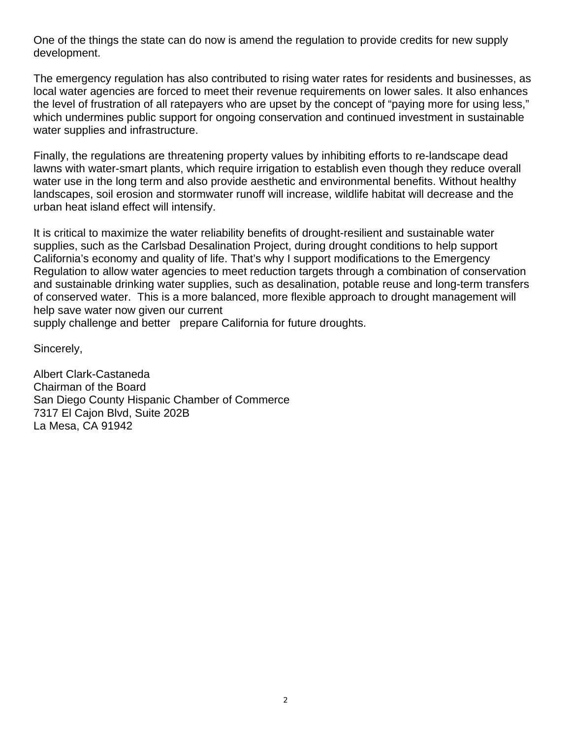One of the things the state can do now is amend the regulation to provide credits for new supply development.

The emergency regulation has also contributed to rising water rates for residents and businesses, as local water agencies are forced to meet their revenue requirements on lower sales. It also enhances the level of frustration of all ratepayers who are upset by the concept of "paying more for using less," which undermines public support for ongoing conservation and continued investment in sustainable water supplies and infrastructure.

Finally, the regulations are threatening property values by inhibiting efforts to re-landscape dead lawns with water-smart plants, which require irrigation to establish even though they reduce overall water use in the long term and also provide aesthetic and environmental benefits. Without healthy landscapes, soil erosion and stormwater runoff will increase, wildlife habitat will decrease and the urban heat island effect will intensify.

It is critical to maximize the water reliability benefits of drought-resilient and sustainable water supplies, such as the Carlsbad Desalination Project, during drought conditions to help support California's economy and quality of life. That's why I support modifications to the Emergency Regulation to allow water agencies to meet reduction targets through a combination of conservation and sustainable drinking water supplies, such as desalination, potable reuse and long-term transfers of conserved water. This is a more balanced, more flexible approach to drought management will help save water now given our current supply challenge and better prepare California for future droughts.

Sincerely,

Albert Clark-Castaneda
Chairman of the Board
San Diego County Hispanic Chamber of Commerce
7317 El Cajon Blvd, Suite 202B
La Mesa, CA 91942